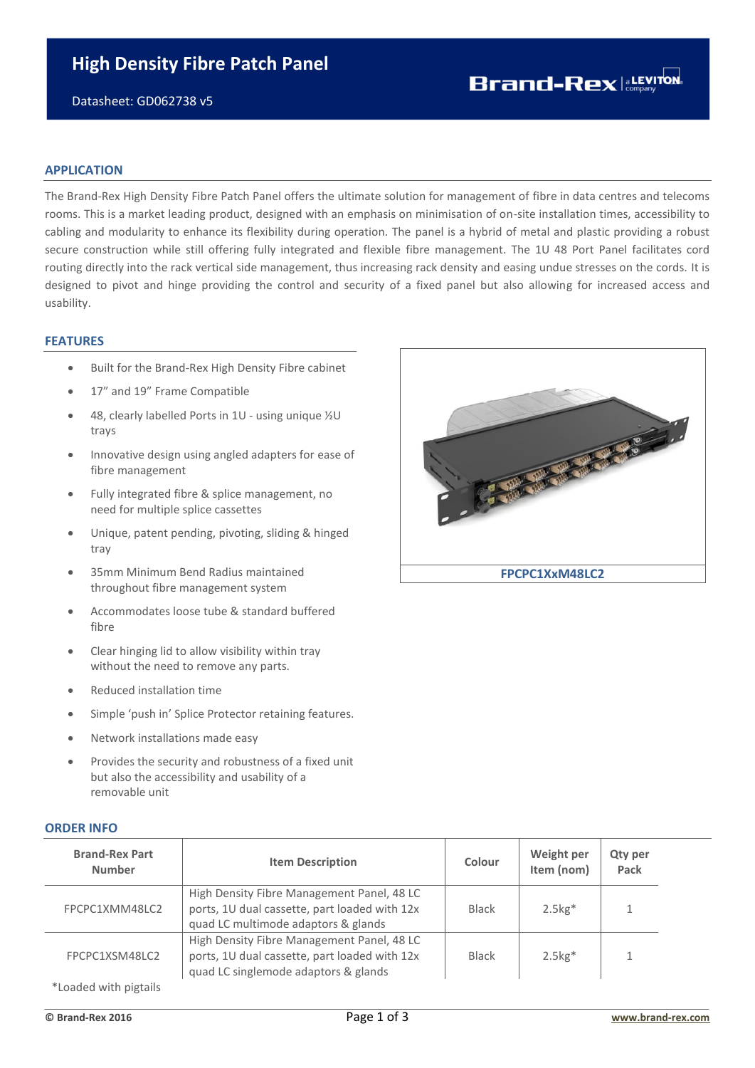# High Density Fibre Patch Panel

Datasheet: GD062738 v5

## APPLICATION

The Brand-Rex High Density Fibre Patch Panel offers the ultimate solution for management of fibre in data centres and telecoms rooms. This is a market leading product, designed with an emphasis on minimisation of on-site installation times, accessibility to cabling and modularity to enhance its flexibility during operation. The panel is a hybrid of metal and plastic providing a robust secure construction while still offering fully integrated and flexible fibre management. The 1U 48 Port Panel facilitates cord routing directly into the rack vertical side management, thus increasing rack density and easing undue stresses on the cords. It is designed to pivot and hinge providing the control and security of a fixed panel but also allowing for increased access and usability.

## FEATURES

- Built for the Brand-Rex High Density Fibre cabinet
- 17” and 19” Frame Compatible
- 48, clearly labelled Ports in 1U - using unique ½U trays
- Innovative design using angled adapters for ease of fibre management
- Fully integrated fibre & splice management, no need for multiple splice cassettes
- Unique, patent pending, pivoting, sliding & hinged tray
- 35mm Minimum Bend Radius maintained throughout fibre management system
- Accommodates loose tube & standard buffered fibre
- Clear hinging lid to allow visibility within tray without the need to remove any parts.
- Reduced installation time
- Simple ‘push in’ Splice Protector retaining features.
- Network installations made easy
- Provides the security and robustness of a fixed unit but also the accessibility and usability of a removable unit

FPCPC1XxM48LC2

## ORDER INFO

| Brand-Rex Part Number | Item Description | Colour | Weight per Item (nom) | Qty per Pack |
|---|---|---|---|---|
| FPCPC1XMM48LC2 | High Density Fibre Management Panel, 48 LC ports, 1U dual cassette, part loaded with 12x quad LC multimode adaptors & glands | Black | 2.5kg* | 1 |
| FPCPC1XSM48LC2 | High Density Fibre Management Panel, 48 LC ports, 1U dual cassette, part loaded with 12x quad LC singlemode adaptors & glands | Black | 2.5kg* | 1 |

*Loaded with pigtails

© Brand-Rex 2016 www.brand-rex.com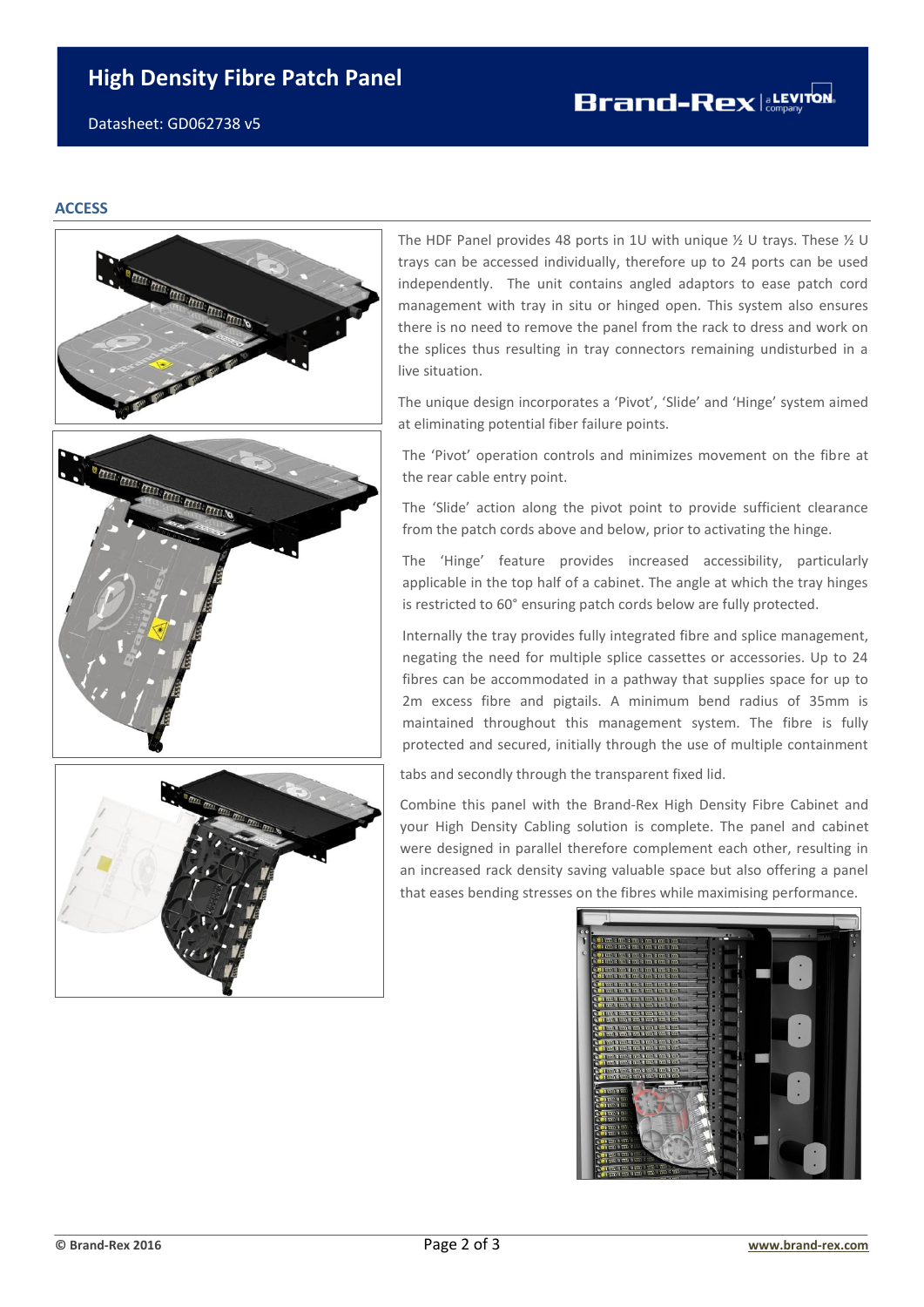## ACCESS

The HDF Panel provides 48 ports in 1U with unique ½ U trays. These ½ U trays can be accessed individually, therefore up to 24 ports can be used independently. The unit contains angled adaptors to ease patch cord management with tray in situ or hinged open. This system also ensures there is no need to remove the panel from the rack to dress and work on the splices thus resulting in tray connectors remaining undisturbed in a live situation.

The unique design incorporates a 'Pivot', 'Slide' and 'Hinge' system aimed at eliminating potential fiber failure points.

The 'Pivot' operation controls and minimizes movement on the fibre at the rear cable entry point.

The 'Slide' action along the pivot point to provide sufficient clearance from the patch cords above and below, prior to activating the hinge.

The 'Hinge' feature provides increased accessibility, particularly applicable in the top half of a cabinet. The angle at which the tray hinges is restricted to 60° ensuring patch cords below are fully protected.

Internally the tray provides fully integrated fibre and splice management, negating the need for multiple splice cassettes or accessories. Up to 24 fibres can be accommodated in a pathway that supplies space for up to 2m excess fibre and pigtails. A minimum bend radius of 35mm is maintained throughout this management system. The fibre is fully protected and secured, initially through the use of multiple containment tabs and secondly through the transparent fixed lid.

Combine this panel with the Brand-Rex High Density Fibre Cabinet and your High Density Cabling solution is complete. The panel and cabinet were designed in parallel therefore complement each other, resulting in an increased rack density saving valuable space but also offering a panel that eases bending stresses on the fibres while maximising performance.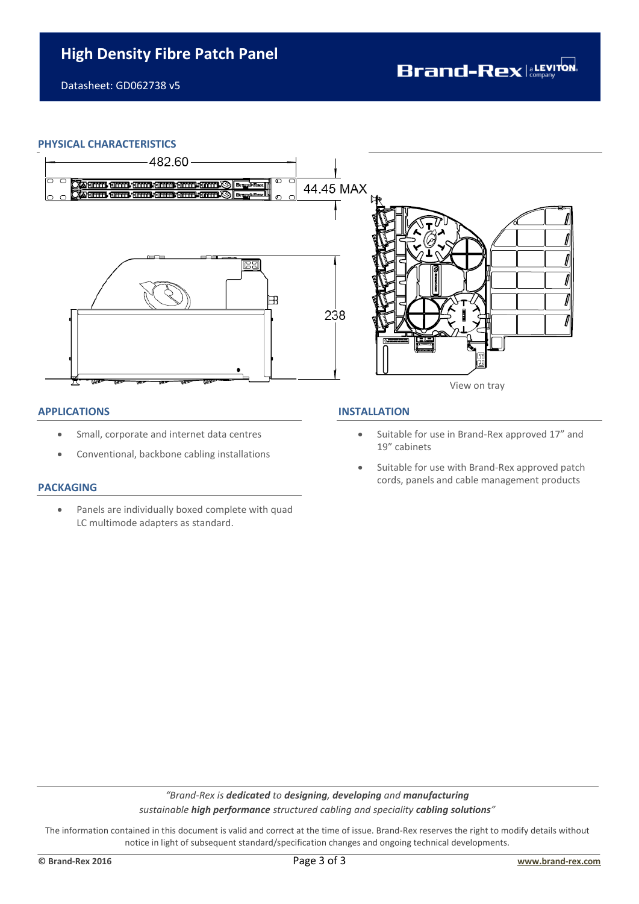# High Density Fibre Patch Panel

Datasheet: GD062738 v5

## PHYSICAL CHARACTERISTICS

482.60

44.45 MAX

238

View on tray

## APPLICATIONS

- Small, corporate and internet data centres
- Conventional, backbone cabling installations

## PACKAGING

- Panels are individually boxed complete with quad LC multimode adapters as standard.

## INSTALLATION

- Suitable for use in Brand-Rex approved 17" and 19" cabinets
- Suitable for use with Brand-Rex approved patch cords, panels and cable management products

*"Brand-Rex is **dedicated** to **designing**, **developing** and **manufacturing** sustainable **high performance** structured cabling and speciality **cabling solutions**"*

The information contained in this document is valid and correct at the time of issue. Brand-Rex reserves the right to modify details without notice in light of subsequent standard/specification changes and ongoing technical developments.

**© Brand-Rex 2016**

**www.brand-rex.com**